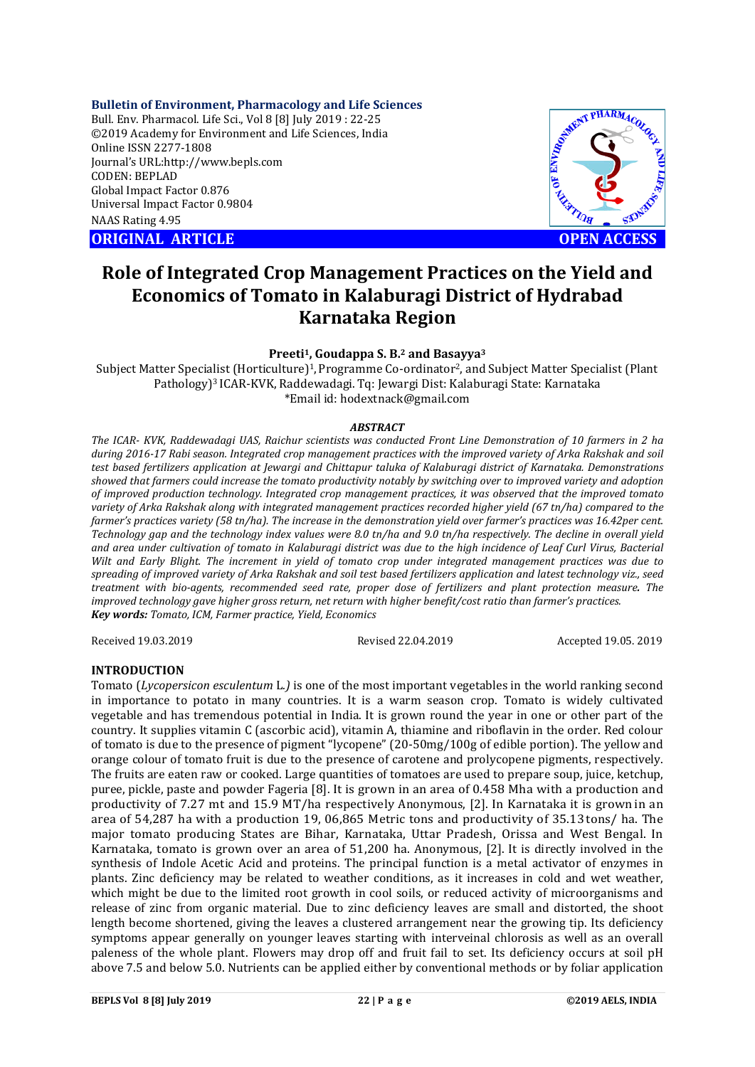**Bulletin of Environment, Pharmacology and Life Sciences**
Bull. Env. Pharmacol. Life Sci., Vol 8 [8] July 2019 : 22-25
©2019 Academy for Environment and Life Sciences, India
Online ISSN 2277-1808
Journal's URL:http://www.bepls.com
CODEN: BEPLAD
Global Impact Factor 0.876
Universal Impact Factor 0.9804
NAAS Rating 4.95

**ORIGINAL ARTICLE** **OPEN ACCESS**

# Role of Integrated Crop Management Practices on the Yield and Economics of Tomato in Kalaburagi District of Hydrabad Karnataka Region

**Preeti[1], Goudappa S. B.[2] and Basayya[3]**

Subject Matter Specialist (Horticulture)[1], Programme Co-ordinator[2], and Subject Matter Specialist (Plant Pathology)[3] ICAR-KVK, Raddewadagi. Tq: Jewargi Dist: Kalaburagi State: Karnataka
*Email id: hodextnack@gmail.com

### ABSTRACT

*The ICAR- KVK, Raddewadagi UAS, Raichur scientists was conducted Front Line Demonstration of 10 farmers in 2 ha during 2016-17 Rabi season. Integrated crop management practices with the improved variety of Arka Rakshak and soil test based fertilizers application at Jewargi and Chittapur taluka of Kalaburagi district of Karnataka. Demonstrations showed that farmers could increase the tomato productivity notably by switching over to improved variety and adoption of improved production technology. Integrated crop management practices, it was observed that the improved tomato variety of Arka Rakshak along with integrated management practices recorded higher yield (67 tn/ha) compared to the farmer's practices variety (58 tn/ha). The increase in the demonstration yield over farmer's practices was 16.42per cent. Technology gap and the technology index values were 8.0 tn/ha and 9.0 tn/ha respectively. The decline in overall yield and area under cultivation of tomato in Kalaburagi district was due to the high incidence of Leaf Curl Virus, Bacterial Wilt and Early Blight. The increment in yield of tomato crop under integrated management practices was due to spreading of improved variety of Arka Rakshak and soil test based fertilizers application and latest technology viz., seed treatment with bio-agents, recommended seed rate, proper dose of fertilizers and plant protection measure. The improved technology gave higher gross return, net return with higher benefit/cost ratio than farmer's practices.*

***Key words:*** *Tomato, ICM, Farmer practice, Yield, Economics*

Received 19.03.2019 Revised 22.04.2019 Accepted 19.05. 2019

## INTRODUCTION

Tomato (*Lycopersicon esculentum* L.) is one of the most important vegetables in the world ranking second in importance to potato in many countries. It is a warm season crop. Tomato is widely cultivated vegetable and has tremendous potential in India. It is grown round the year in one or other part of the country. It supplies vitamin C (ascorbic acid), vitamin A, thiamine and riboflavin in the order. Red colour of tomato is due to the presence of pigment "lycopene" (20-50mg/100g of edible portion). The yellow and orange colour of tomato fruit is due to the presence of carotene and prolycopene pigments, respectively. The fruits are eaten raw or cooked. Large quantities of tomatoes are used to prepare soup, juice, ketchup, puree, pickle, paste and powder Fageria [8]. It is grown in an area of 0.458 Mha with a production and productivity of 7.27 mt and 15.9 MT/ha respectively Anonymous, [2]. In Karnataka it is grown in an area of 54,287 ha with a production 19, 06,865 Metric tons and productivity of 35.13 tons/ ha. The major tomato producing States are Bihar, Karnataka, Uttar Pradesh, Orissa and West Bengal. In Karnataka, tomato is grown over an area of 51,200 ha. Anonymous, [2]. It is directly involved in the synthesis of Indole Acetic Acid and proteins. The principal function is a metal activator of enzymes in plants. Zinc deficiency may be related to weather conditions, as it increases in cold and wet weather, which might be due to the limited root growth in cool soils, or reduced activity of microorganisms and release of zinc from organic material. Due to zinc deficiency leaves are small and distorted, the shoot length become shortened, giving the leaves a clustered arrangement near the growing tip. Its deficiency symptoms appear generally on younger leaves starting with interveinal chlorosis as well as an overall paleness of the whole plant. Flowers may drop off and fruit fail to set. Its deficiency occurs at soil pH above 7.5 and below 5.0. Nutrients can be applied either by conventional methods or by foliar application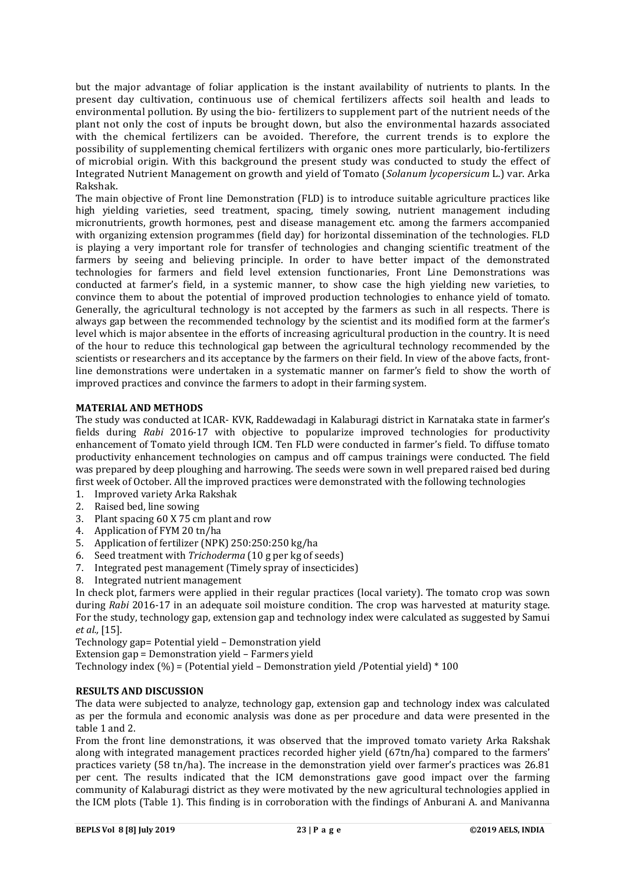but the major advantage of foliar application is the instant availability of nutrients to plants. In the present day cultivation, continuous use of chemical fertilizers affects soil health and leads to environmental pollution. By using the bio- fertilizers to supplement part of the nutrient needs of the plant not only the cost of inputs be brought down, but also the environmental hazards associated with the chemical fertilizers can be avoided. Therefore, the current trends is to explore the possibility of supplementing chemical fertilizers with organic ones more particularly, bio-fertilizers of microbial origin. With this background the present study was conducted to study the effect of Integrated Nutrient Management on growth and yield of Tomato (*Solanum lycopersicum* L.) var. Arka Rakshak.

The main objective of Front line Demonstration (FLD) is to introduce suitable agriculture practices like high yielding varieties, seed treatment, spacing, timely sowing, nutrient management including micronutrients, growth hormones, pest and disease management etc. among the farmers accompanied with organizing extension programmes (field day) for horizontal dissemination of the technologies. FLD is playing a very important role for transfer of technologies and changing scientific treatment of the farmers by seeing and believing principle. In order to have better impact of the demonstrated technologies for farmers and field level extension functionaries, Front Line Demonstrations was conducted at farmer's field, in a systemic manner, to show case the high yielding new varieties, to convince them to about the potential of improved production technologies to enhance yield of tomato. Generally, the agricultural technology is not accepted by the farmers as such in all respects. There is always gap between the recommended technology by the scientist and its modified form at the farmer's level which is major absentee in the efforts of increasing agricultural production in the country. It is need of the hour to reduce this technological gap between the agricultural technology recommended by the scientists or researchers and its acceptance by the farmers on their field. In view of the above facts, front-line demonstrations were undertaken in a systematic manner on farmer's field to show the worth of improved practices and convince the farmers to adopt in their farming system.

## MATERIAL AND METHODS

The study was conducted at ICAR- KVK, Raddewadagi in Kalaburagi district in Karnataka state in farmer's fields during *Rabi* 2016-17 with objective to popularize improved technologies for productivity enhancement of Tomato yield through ICM. Ten FLD were conducted in farmer's field. To diffuse tomato productivity enhancement technologies on campus and off campus trainings were conducted. The field was prepared by deep ploughing and harrowing. The seeds were sown in well prepared raised bed during first week of October. All the improved practices were demonstrated with the following technologies

1. Improved variety Arka Rakshak
2. Raised bed, line sowing
3. Plant spacing 60 X 75 cm plant and row
4. Application of FYM 20 tn/ha
5. Application of fertilizer (NPK) 250:250:250 kg/ha
6. Seed treatment with *Trichoderma* (10 g per kg of seeds)
7. Integrated pest management (Timely spray of insecticides)
8. Integrated nutrient management

In check plot, farmers were applied in their regular practices (local variety). The tomato crop was sown during *Rabi* 2016-17 in an adequate soil moisture condition. The crop was harvested at maturity stage. For the study, technology gap, extension gap and technology index were calculated as suggested by Samui *et al.,* [15].

Technology gap= Potential yield – Demonstration yield

Extension gap = Demonstration yield – Farmers yield

Technology index (%) = (Potential yield – Demonstration yield /Potential yield) * 100

## RESULTS AND DISCUSSION

The data were subjected to analyze, technology gap, extension gap and technology index was calculated as per the formula and economic analysis was done as per procedure and data were presented in the table 1 and 2.

From the front line demonstrations, it was observed that the improved tomato variety Arka Rakshak along with integrated management practices recorded higher yield (67tn/ha) compared to the farmers' practices variety (58 tn/ha). The increase in the demonstration yield over farmer's practices was 26.81 per cent. The results indicated that the ICM demonstrations gave good impact over the farming community of Kalaburagi district as they were motivated by the new agricultural technologies applied in the ICM plots (Table 1). This finding is in corroboration with the findings of Anburani A. and Manivanna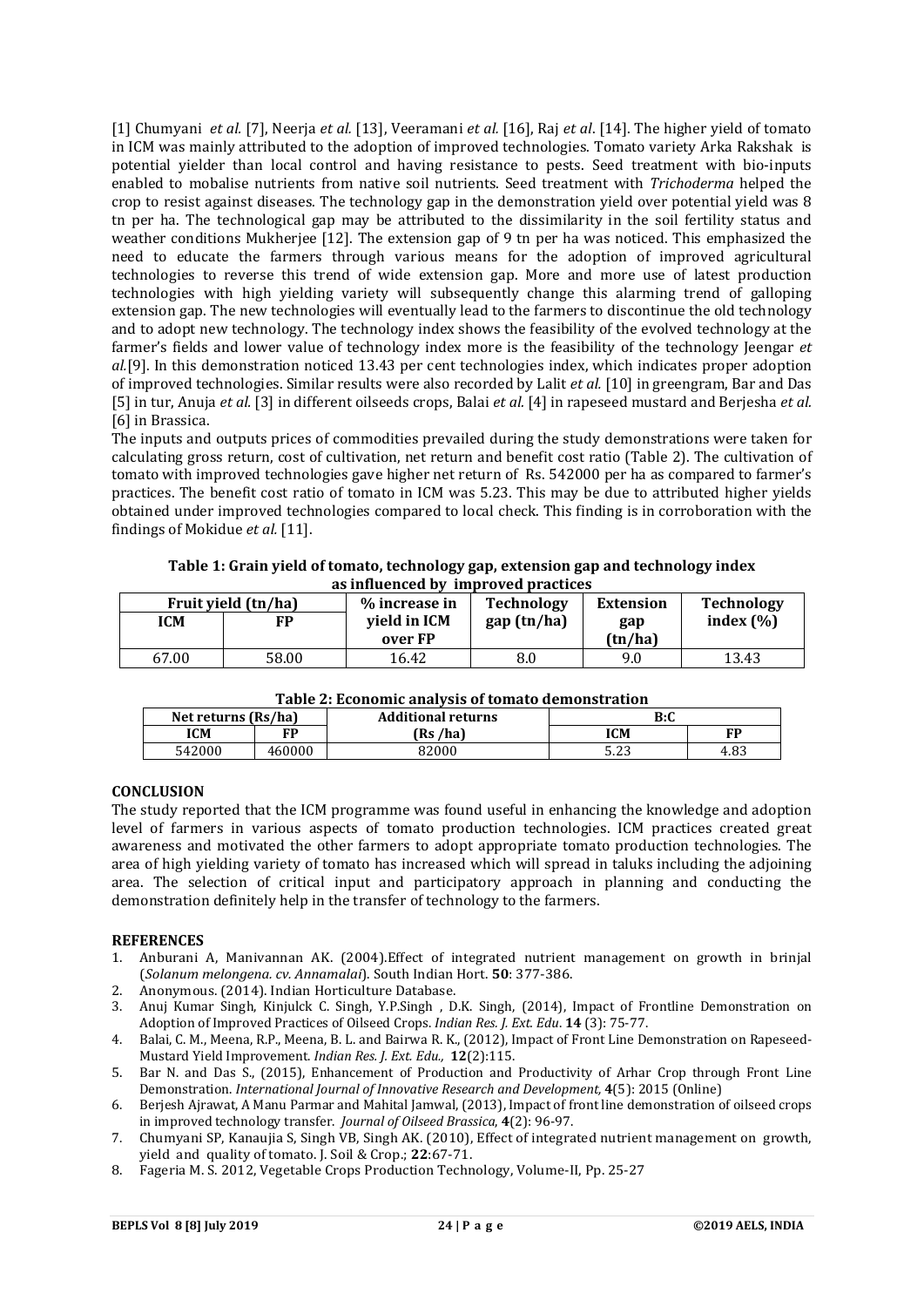[1] Chumyani *et al.* [7], Neerja *et al.* [13], Veeramani *et al.* [16], Raj *et al*. [14]. The higher yield of tomato in ICM was mainly attributed to the adoption of improved technologies. Tomato variety Arka Rakshak is potential yielder than local control and having resistance to pests. Seed treatment with bio-inputs enabled to mobalise nutrients from native soil nutrients. Seed treatment with *Trichoderma* helped the crop to resist against diseases. The technology gap in the demonstration yield over potential yield was 8 tn per ha. The technological gap may be attributed to the dissimilarity in the soil fertility status and weather conditions Mukherjee [12]. The extension gap of 9 tn per ha was noticed. This emphasized the need to educate the farmers through various means for the adoption of improved agricultural technologies to reverse this trend of wide extension gap. More and more use of latest production technologies with high yielding variety will subsequently change this alarming trend of galloping extension gap. The new technologies will eventually lead to the farmers to discontinue the old technology and to adopt new technology. The technology index shows the feasibility of the evolved technology at the farmer's fields and lower value of technology index more is the feasibility of the technology Jeengar *et al.*[9]. In this demonstration noticed 13.43 per cent technologies index, which indicates proper adoption of improved technologies. Similar results were also recorded by Lalit *et al.* [10] in greengram, Bar and Das [5] in tur, Anuja *et al.* [3] in different oilseeds crops, Balai *et al.* [4] in rapeseed mustard and Berjesha *et al.* [6] in Brassica.

The inputs and outputs prices of commodities prevailed during the study demonstrations were taken for calculating gross return, cost of cultivation, net return and benefit cost ratio (Table 2). The cultivation of tomato with improved technologies gave higher net return of Rs. 542000 per ha as compared to farmer's practices. The benefit cost ratio of tomato in ICM was 5.23. This may be due to attributed higher yields obtained under improved technologies compared to local check. This finding is in corroboration with the findings of Mokidue *et al.* [11].

**Table 1: Grain yield of tomato, technology gap, extension gap and technology index as influenced by improved practices**

| Fruit yield (tn/ha) | | % increase in yield in ICM over FP | Technology gap (tn/ha) | Extension gap (tn/ha) | Technology index (%) |
|---|---|---|---|---|---|
| ICM | FP | | | | |
| 67.00 | 58.00 | 16.42 | 8.0 | 9.0 | 13.43 |

**Table 2: Economic analysis of tomato demonstration**

| Net returns (Rs/ha) | | Additional returns | B:C | |
|---|---|---|---|---|
| ICM | FP | (Rs /ha) | ICM | FP |
| 542000 | 460000 | 82000 | 5.23 | 4.83 |

## CONCLUSION

The study reported that the ICM programme was found useful in enhancing the knowledge and adoption level of farmers in various aspects of tomato production technologies. ICM practices created great awareness and motivated the other farmers to adopt appropriate tomato production technologies. The area of high yielding variety of tomato has increased which will spread in taluks including the adjoining area. The selection of critical input and participatory approach in planning and conducting the demonstration definitely help in the transfer of technology to the farmers.

## REFERENCES

1. Anburani A, Manivannan AK. (2004).Effect of integrated nutrient management on growth in brinjal (*Solanum melongena. cv. Annamalai*). South Indian Hort. **50**: 377-386.
2. Anonymous. (2014). Indian Horticulture Database.
3. Anuj Kumar Singh, Kinjulck C. Singh, Y.P.Singh , D.K. Singh, (2014), Impact of Frontline Demonstration on Adoption of Improved Practices of Oilseed Crops. *Indian Res. J. Ext. Edu*. **14** (3): 75-77.
4. Balai, C. M., Meena, R.P., Meena, B. L. and Bairwa R. K., (2012), Impact of Front Line Demonstration on Rapeseed-Mustard Yield Improvement. *Indian Res. J. Ext. Edu.,* **12**(2):115.
5. Bar N. and Das S., (2015), Enhancement of Production and Productivity of Arhar Crop through Front Line Demonstration. *International Journal of Innovative Research and Development*, **4**(5): 2015 (Online)
6. Berjesh Ajrawat, A Manu Parmar and Mahital Jamwal, (2013), Impact of front line demonstration of oilseed crops in improved technology transfer. *Journal of Oilseed Brassica*, **4**(2): 96-97.
7. Chumyani SP, Kanaujia S, Singh VB, Singh AK. (2010), Effect of integrated nutrient management on growth, yield and quality of tomato. J. Soil & Crop.; **22**:67-71.
8. Fageria M. S. 2012, Vegetable Crops Production Technology, Volume-II, Pp. 25-27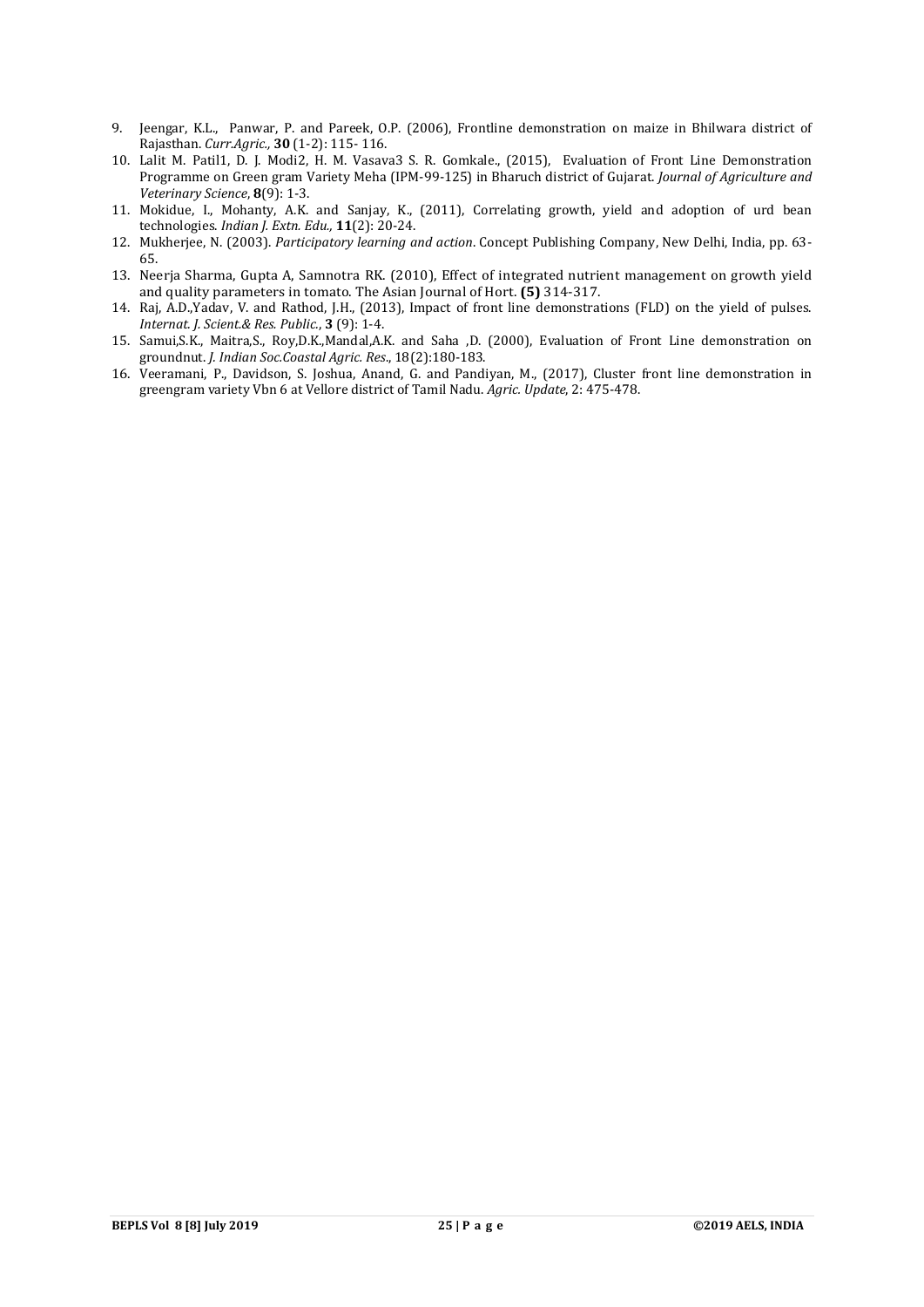9. Jeengar, K.L., Panwar, P. and Pareek, O.P. (2006), Frontline demonstration on maize in Bhilwara district of Rajasthan. *Curr.Agric.,* **30** (1-2): 115- 116.
10. Lalit M. Patil1, D. J. Modi2, H. M. Vasava3 S. R. Gomkale., (2015), Evaluation of Front Line Demonstration Programme on Green gram Variety Meha (IPM-99-125) in Bharuch district of Gujarat. *Journal of Agriculture and Veterinary Science*, **8**(9): 1-3.
11. Mokidue, I., Mohanty, A.K. and Sanjay, K., (2011), Correlating growth, yield and adoption of urd bean technologies. *Indian J. Extn. Edu.,* **11**(2): 20-24.
12. Mukherjee, N. (2003). *Participatory learning and action*. Concept Publishing Company, New Delhi, India, pp. 63-65.
13. Neerja Sharma, Gupta A, Samnotra RK. (2010), Effect of integrated nutrient management on growth yield and quality parameters in tomato. The Asian Journal of Hort. **(5)** 314-317.
14. Raj, A.D.,Yadav, V. and Rathod, J.H., (2013), Impact of front line demonstrations (FLD) on the yield of pulses. *Internat. J. Scient.& Res. Public.*, **3** (9): 1-4.
15. Samui,S.K., Maitra,S., Roy,D.K.,Mandal,A.K. and Saha ,D. (2000), Evaluation of Front Line demonstration on groundnut. *J. Indian Soc.Coastal Agric. Res*., 18(2):180-183.
16. Veeramani, P., Davidson, S. Joshua, Anand, G. and Pandiyan, M., (2017), Cluster front line demonstration in greengram variety Vbn 6 at Vellore district of Tamil Nadu. *Agric. Update*, 2: 475-478.